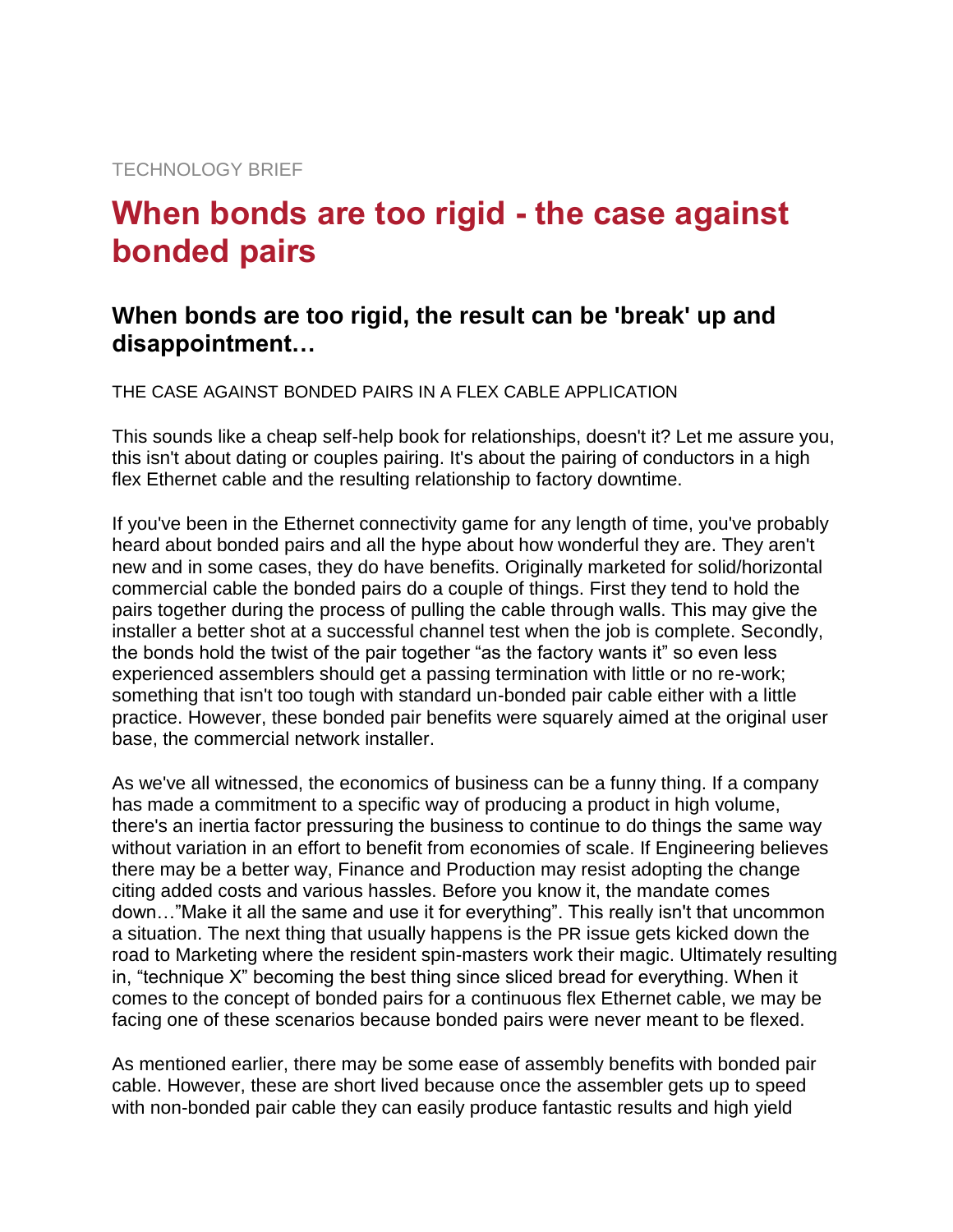TECHNOLOGY BRIEF

# When bonds are too rigid - the case against bonded pairs

## When bonds are too rigid, the result can be 'break' up and disappointment…

THE CASE AGAINST BONDED PAIRS IN A FLEX CABLE APPLICATION

This sounds like a cheap self-help book for relationships, doesn't it? Let me assure you, this isn't about dating or couples pairing. It's about the pairing of conductors in a high flex Ethernet cable and the resulting relationship to factory downtime.

If you've been in the Ethernet connectivity game for any length of time, you've probably heard about bonded pairs and all the hype about how wonderful they are. They aren't new and in some cases, they do have benefits. Originally marketed for solid/horizontal commercial cable the bonded pairs do a couple of things. First they tend to hold the pairs together during the process of pulling the cable through walls. This may give the installer a better shot at a successful channel test when the job is complete. Secondly, the bonds hold the twist of the pair together "as the factory wants it" so even less experienced assemblers should get a passing termination with little or no re-work; something that isn't too tough with standard un-bonded pair cable either with a little practice. However, these bonded pair benefits were squarely aimed at the original user base, the commercial network installer.

As we've all witnessed, the economics of business can be a funny thing. If a company has made a commitment to a specific way of producing a product in high volume, there's an inertia factor pressuring the business to continue to do things the same way without variation in an effort to benefit from economies of scale. If Engineering believes there may be a better way, Finance and Production may resist adopting the change citing added costs and various hassles. Before you know it, the mandate comes down…"Make it all the same and use it for everything". This really isn't that uncommon a situation. The next thing that usually happens is the PR issue gets kicked down the road to Marketing where the resident spin-masters work their magic. Ultimately resulting in, "technique X" becoming the best thing since sliced bread for everything. When it comes to the concept of bonded pairs for a continuous flex Ethernet cable, we may be facing one of these scenarios because bonded pairs were never meant to be flexed.

As mentioned earlier, there may be some ease of assembly benefits with bonded pair cable. However, these are short lived because once the assembler gets up to speed with non-bonded pair cable they can easily produce fantastic results and high yield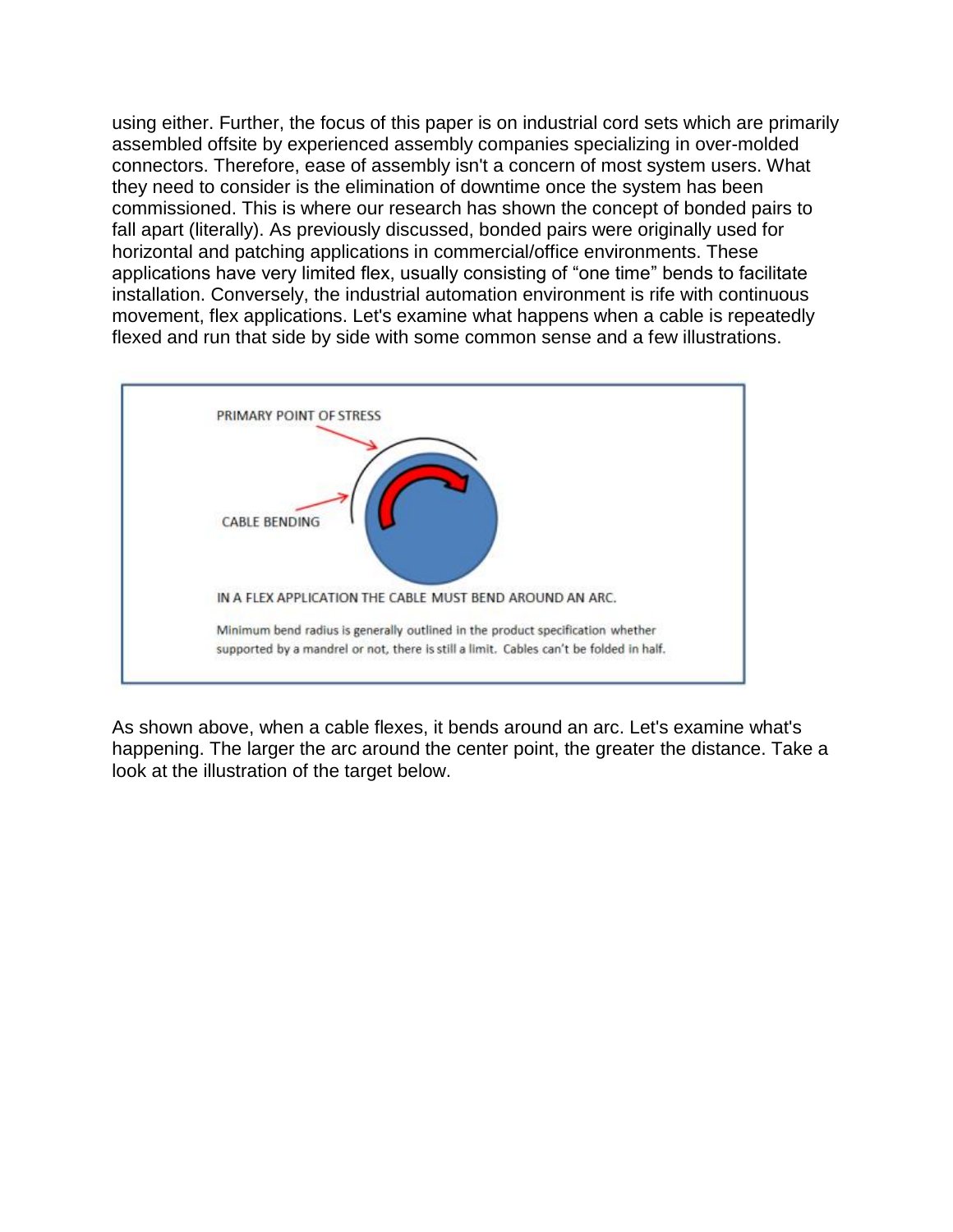using either. Further, the focus of this paper is on industrial cord sets which are primarily assembled offsite by experienced assembly companies specializing in over-molded connectors. Therefore, ease of assembly isn't a concern of most system users. What they need to consider is the elimination of downtime once the system has been commissioned. This is where our research has shown the concept of bonded pairs to fall apart (literally). As previously discussed, bonded pairs were originally used for horizontal and patching applications in commercial/office environments. These applications have very limited flex, usually consisting of "one time" bends to facilitate installation. Conversely, the industrial automation environment is rife with continuous movement, flex applications. Let's examine what happens when a cable is repeatedly flexed and run that side by side with some common sense and a few illustrations.

PRIMARY POINT OF STRESS

CABLE BENDING

IN A FLEX APPLICATION THE CABLE MUST BEND AROUND AN ARC.

Minimum bend radius is generally outlined in the product specification whether supported by a mandrel or not, there is still a limit. Cables can't be folded in half.

As shown above, when a cable flexes, it bends around an arc. Let's examine what's happening. The larger the arc around the center point, the greater the distance. Take a look at the illustration of the target below.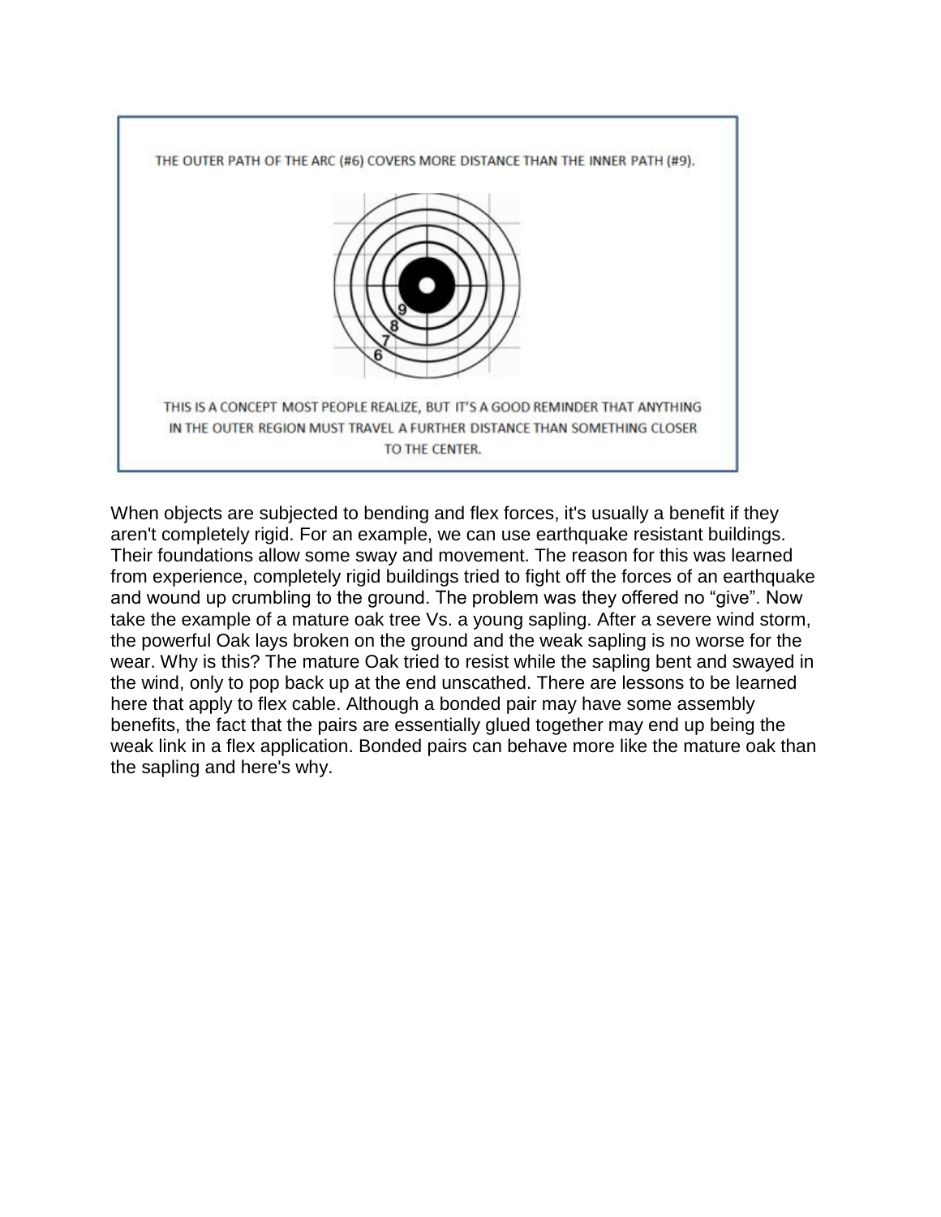THE OUTER PATH OF THE ARC (#6) COVERS MORE DISTANCE THAN THE INNER PATH (#9).

THIS IS A CONCEPT MOST PEOPLE REALIZE, BUT IT'S A GOOD REMINDER THAT ANYTHING IN THE OUTER REGION MUST TRAVEL A FURTHER DISTANCE THAN SOMETHING CLOSER TO THE CENTER.

When objects are subjected to bending and flex forces, it's usually a benefit if they aren't completely rigid. For an example, we can use earthquake resistant buildings. Their foundations allow some sway and movement. The reason for this was learned from experience, completely rigid buildings tried to fight off the forces of an earthquake and wound up crumbling to the ground. The problem was they offered no "give". Now take the example of a mature oak tree Vs. a young sapling. After a severe wind storm, the powerful Oak lays broken on the ground and the weak sapling is no worse for the wear. Why is this? The mature Oak tried to resist while the sapling bent and swayed in the wind, only to pop back up at the end unscathed. There are lessons to be learned here that apply to flex cable. Although a bonded pair may have some assembly benefits, the fact that the pairs are essentially glued together may end up being the weak link in a flex application. Bonded pairs can behave more like the mature oak than the sapling and here's why.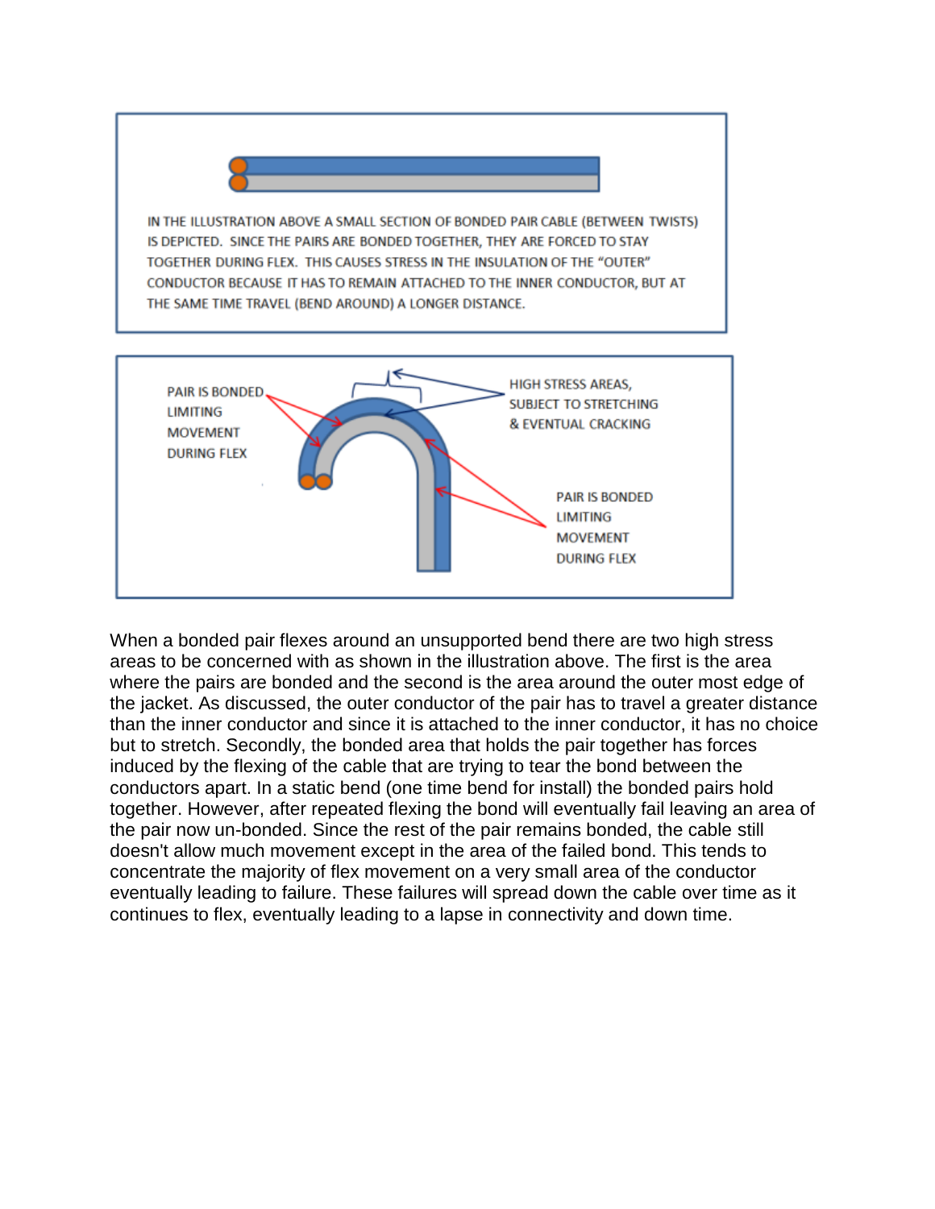IN THE ILLUSTRATION ABOVE A SMALL SECTION OF BONDED PAIR CABLE (BETWEEN TWISTS) IS DEPICTED. SINCE THE PAIRS ARE BONDED TOGETHER, THEY ARE FORCED TO STAY TOGETHER DURING FLEX. THIS CAUSES STRESS IN THE INSULATION OF THE "OUTER" CONDUCTOR BECAUSE IT HAS TO REMAIN ATTACHED TO THE INNER CONDUCTOR, BUT AT THE SAME TIME TRAVEL (BEND AROUND) A LONGER DISTANCE.

PAIR IS BONDED LIMITING MOVEMENT DURING FLEX

HIGH STRESS AREAS, SUBJECT TO STRETCHING & EVENTUAL CRACKING

PAIR IS BONDED LIMITING MOVEMENT DURING FLEX

When a bonded pair flexes around an unsupported bend there are two high stress areas to be concerned with as shown in the illustration above. The first is the area where the pairs are bonded and the second is the area around the outer most edge of the jacket. As discussed, the outer conductor of the pair has to travel a greater distance than the inner conductor and since it is attached to the inner conductor, it has no choice but to stretch. Secondly, the bonded area that holds the pair together has forces induced by the flexing of the cable that are trying to tear the bond between the conductors apart. In a static bend (one time bend for install) the bonded pairs hold together. However, after repeated flexing the bond will eventually fail leaving an area of the pair now un-bonded. Since the rest of the pair remains bonded, the cable still doesn't allow much movement except in the area of the failed bond. This tends to concentrate the majority of flex movement on a very small area of the conductor eventually leading to failure. These failures will spread down the cable over time as it continues to flex, eventually leading to a lapse in connectivity and down time.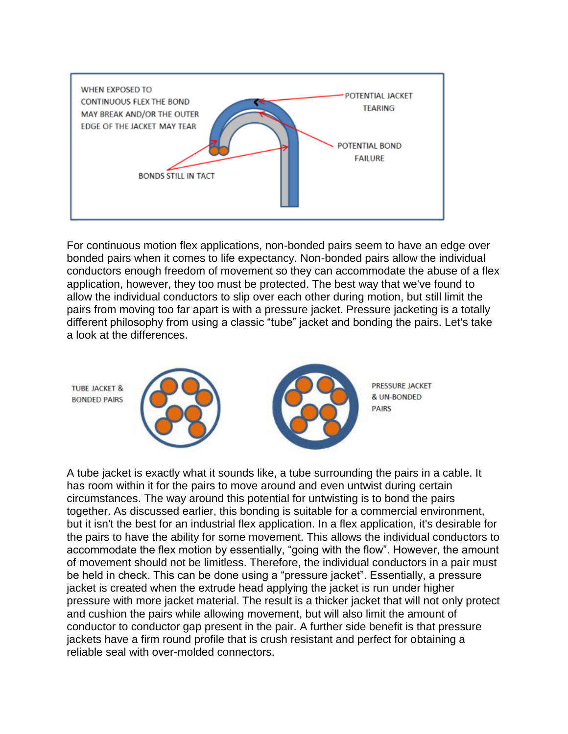WHEN EXPOSED TO CONTINUOUS FLEX THE BOND MAY BREAK AND/OR THE OUTER EDGE OF THE JACKET MAY TEAR

POTENTIAL JACKET TEARING

POTENTIAL BOND FAILURE

BONDS STILL IN TACT

For continuous motion flex applications, non-bonded pairs seem to have an edge over bonded pairs when it comes to life expectancy. Non-bonded pairs allow the individual conductors enough freedom of movement so they can accommodate the abuse of a flex application, however, they too must be protected. The best way that we've found to allow the individual conductors to slip over each other during motion, but still limit the pairs from moving too far apart is with a pressure jacket. Pressure jacketing is a totally different philosophy from using a classic "tube" jacket and bonding the pairs. Let's take a look at the differences.

TUBE JACKET & BONDED PAIRS

PRESSURE JACKET & UN-BONDED PAIRS

A tube jacket is exactly what it sounds like, a tube surrounding the pairs in a cable. It has room within it for the pairs to move around and even untwist during certain circumstances. The way around this potential for untwisting is to bond the pairs together. As discussed earlier, this bonding is suitable for a commercial environment, but it isn't the best for an industrial flex application. In a flex application, it's desirable for the pairs to have the ability for some movement. This allows the individual conductors to accommodate the flex motion by essentially, "going with the flow". However, the amount of movement should not be limitless. Therefore, the individual conductors in a pair must be held in check. This can be done using a "pressure jacket". Essentially, a pressure jacket is created when the extrude head applying the jacket is run under higher pressure with more jacket material. The result is a thicker jacket that will not only protect and cushion the pairs while allowing movement, but will also limit the amount of conductor to conductor gap present in the pair. A further side benefit is that pressure jackets have a firm round profile that is crush resistant and perfect for obtaining a reliable seal with over-molded connectors.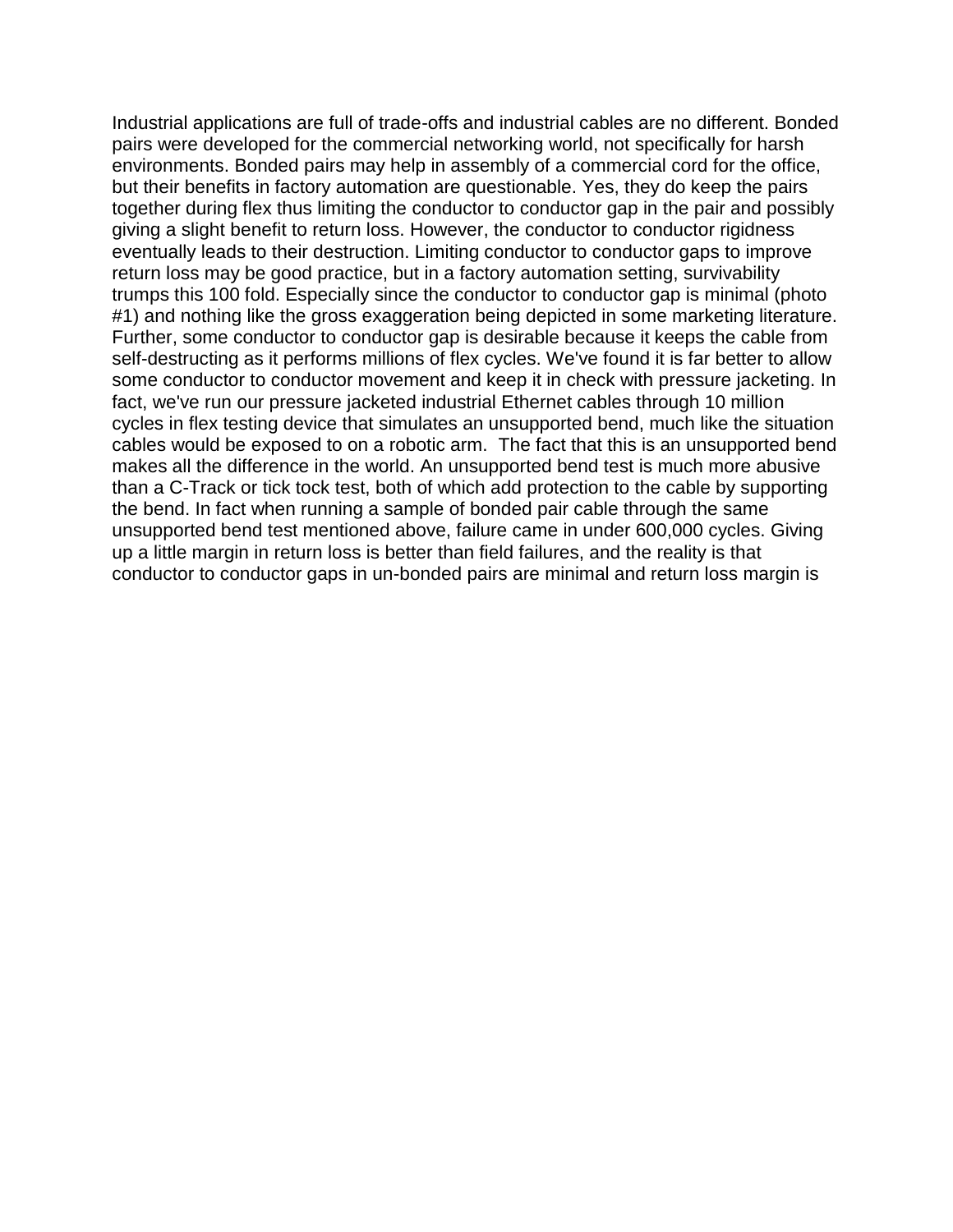Industrial applications are full of trade-offs and industrial cables are no different. Bonded pairs were developed for the commercial networking world, not specifically for harsh environments. Bonded pairs may help in assembly of a commercial cord for the office, but their benefits in factory automation are questionable. Yes, they do keep the pairs together during flex thus limiting the conductor to conductor gap in the pair and possibly giving a slight benefit to return loss. However, the conductor to conductor rigidness eventually leads to their destruction. Limiting conductor to conductor gaps to improve return loss may be good practice, but in a factory automation setting, survivability trumps this 100 fold. Especially since the conductor to conductor gap is minimal (photo #1) and nothing like the gross exaggeration being depicted in some marketing literature. Further, some conductor to conductor gap is desirable because it keeps the cable from self-destructing as it performs millions of flex cycles. We've found it is far better to allow some conductor to conductor movement and keep it in check with pressure jacketing. In fact, we've run our pressure jacketed industrial Ethernet cables through 10 million cycles in flex testing device that simulates an unsupported bend, much like the situation cables would be exposed to on a robotic arm. The fact that this is an unsupported bend makes all the difference in the world. An unsupported bend test is much more abusive than a C-Track or tick tock test, both of which add protection to the cable by supporting the bend. In fact when running a sample of bonded pair cable through the same unsupported bend test mentioned above, failure came in under 600,000 cycles. Giving up a little margin in return loss is better than field failures, and the reality is that conductor to conductor gaps in un-bonded pairs are minimal and return loss margin is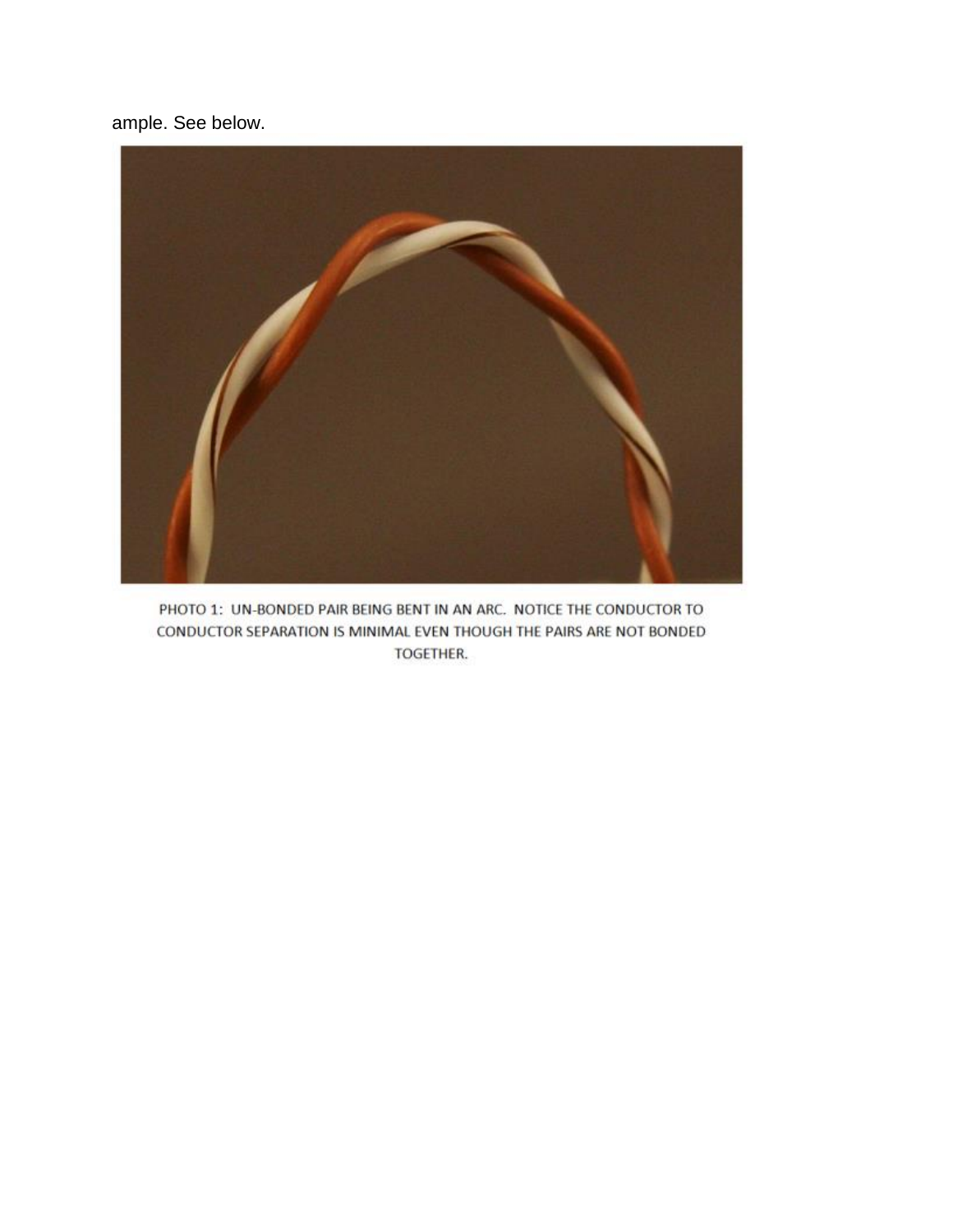ample. See below.

PHOTO 1: UN-BONDED PAIR BEING BENT IN AN ARC. NOTICE THE CONDUCTOR TO CONDUCTOR SEPARATION IS MINIMAL EVEN THOUGH THE PAIRS ARE NOT BONDED TOGETHER.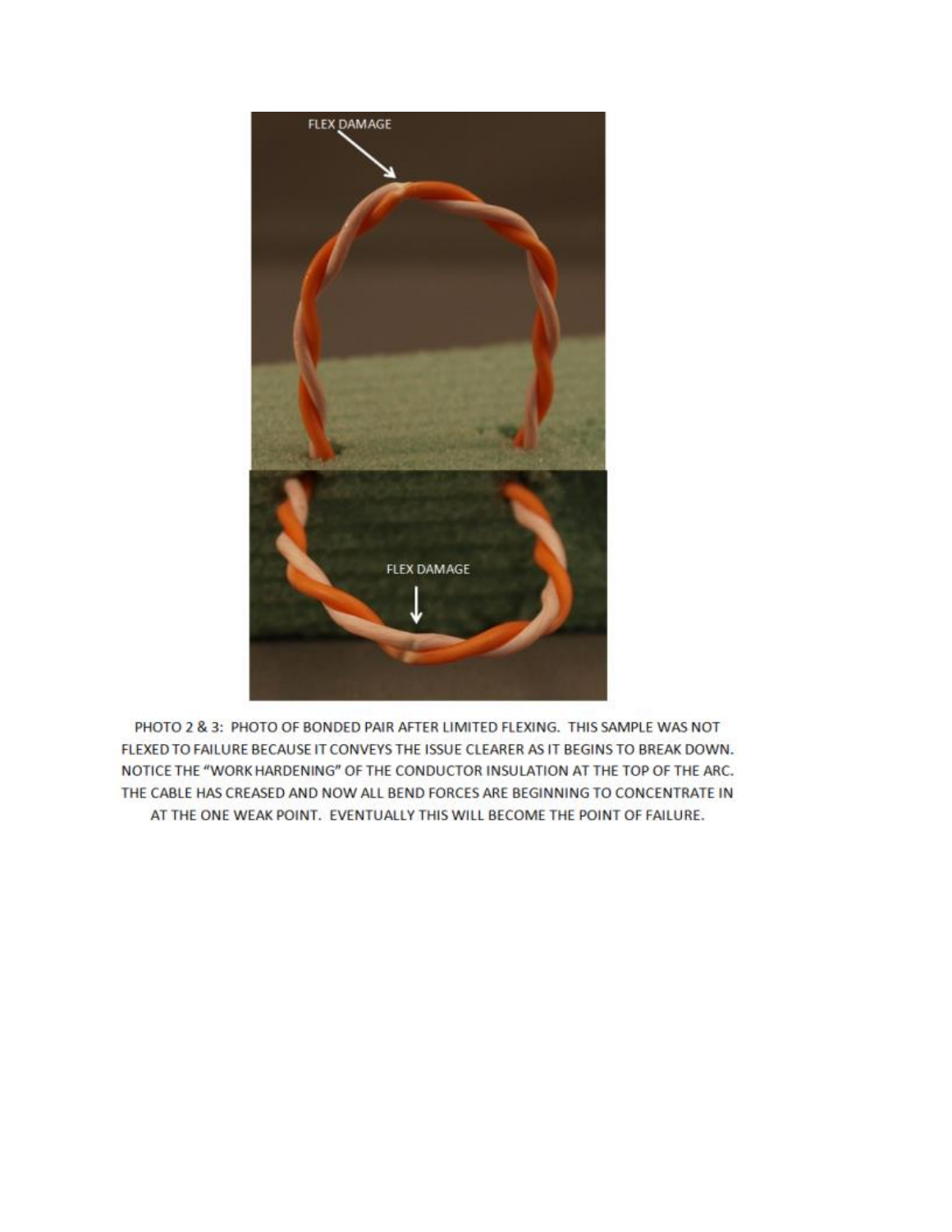PHOTO 2 & 3: PHOTO OF BONDED PAIR AFTER LIMITED FLEXING. THIS SAMPLE WAS NOT FLEXED TO FAILURE BECAUSE IT CONVEYS THE ISSUE CLEARER AS IT BEGINS TO BREAK DOWN. NOTICE THE "WORK HARDENING" OF THE CONDUCTOR INSULATION AT THE TOP OF THE ARC. THE CABLE HAS CREASED AND NOW ALL BEND FORCES ARE BEGINNING TO CONCENTRATE IN AT THE ONE WEAK POINT. EVENTUALLY THIS WILL BECOME THE POINT OF FAILURE.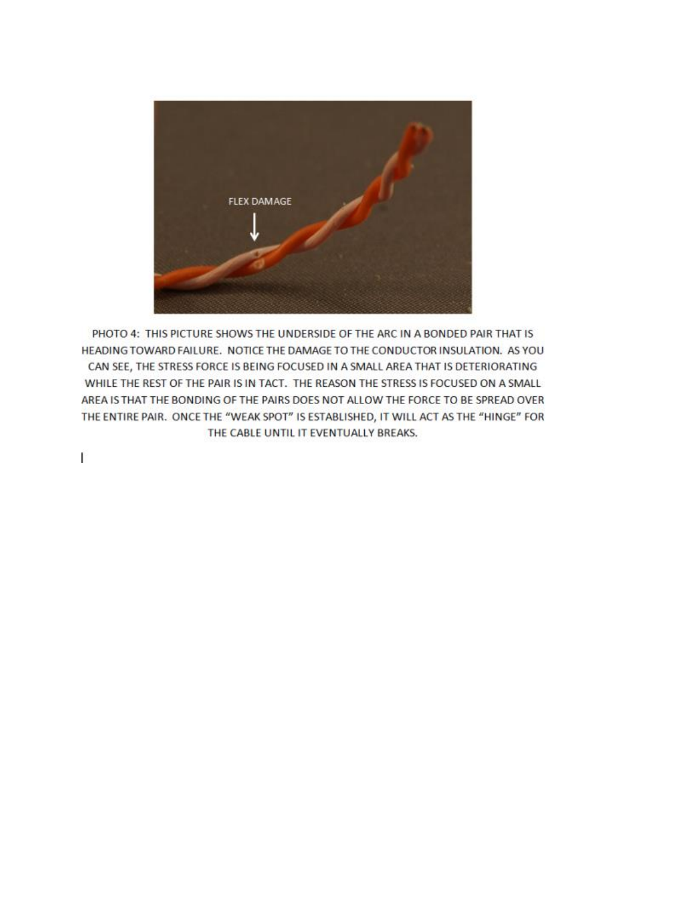PHOTO 4: THIS PICTURE SHOWS THE UNDERSIDE OF THE ARC IN A BONDED PAIR THAT IS HEADING TOWARD FAILURE. NOTICE THE DAMAGE TO THE CONDUCTOR INSULATION. AS YOU CAN SEE, THE STRESS FORCE IS BEING FOCUSED IN A SMALL AREA THAT IS DETERIORATING WHILE THE REST OF THE PAIR IS IN TACT. THE REASON THE STRESS IS FOCUSED ON A SMALL AREA IS THAT THE BONDING OF THE PAIRS DOES NOT ALLOW THE FORCE TO BE SPREAD OVER THE ENTIRE PAIR. ONCE THE "WEAK SPOT" IS ESTABLISHED, IT WILL ACT AS THE "HINGE" FOR THE CABLE UNTIL IT EVENTUALLY BREAKS.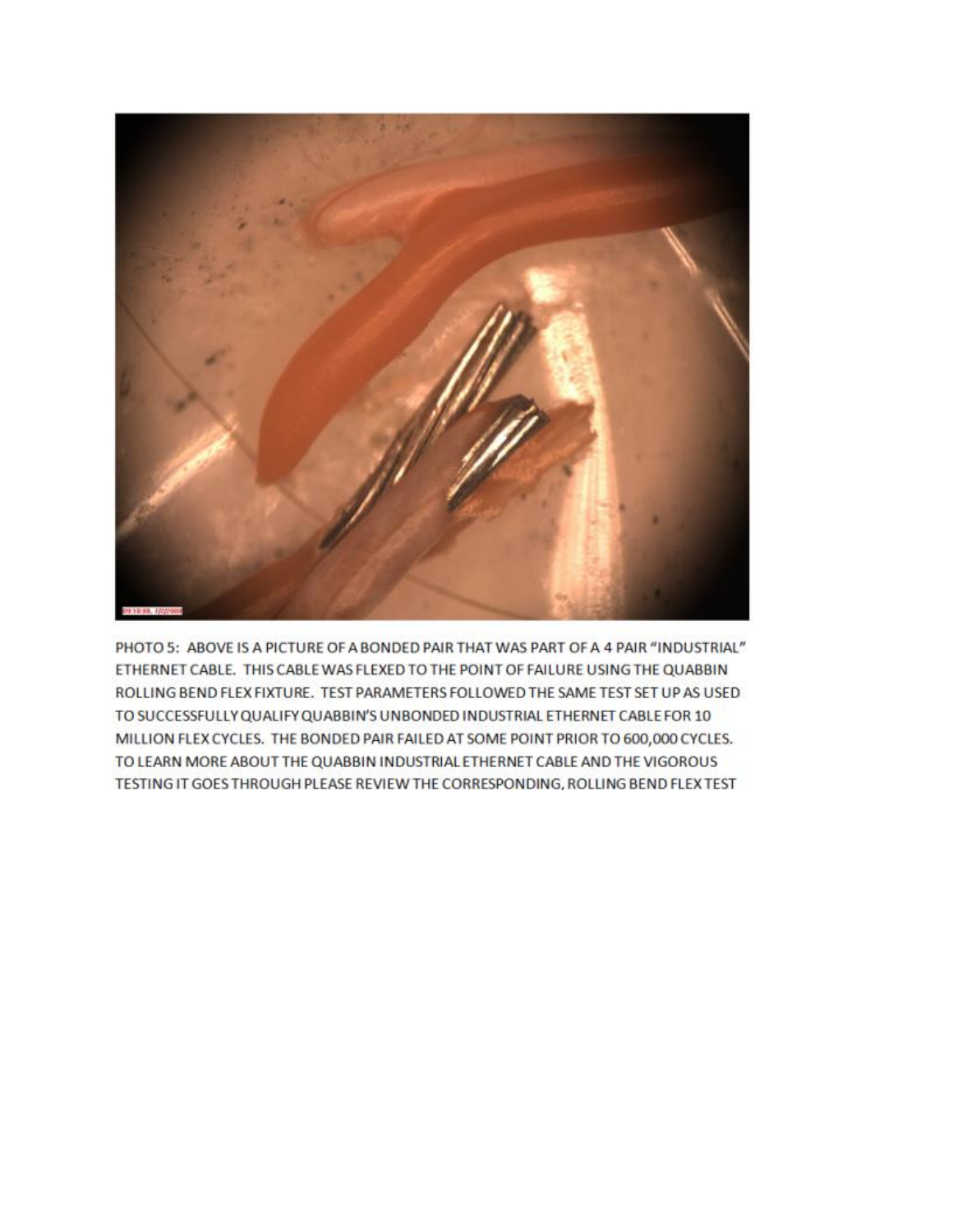PHOTO 5: ABOVE IS A PICTURE OF A BONDED PAIR THAT WAS PART OF A 4 PAIR "INDUSTRIAL" ETHERNET CABLE. THIS CABLE WAS FLEXED TO THE POINT OF FAILURE USING THE QUABBIN ROLLING BEND FLEX FIXTURE. TEST PARAMETERS FOLLOWED THE SAME TEST SET UP AS USED TO SUCCESSFULLY QUALIFY QUABBIN'S UNBONDED INDUSTRIAL ETHERNET CABLE FOR 10 MILLION FLEX CYCLES. THE BONDED PAIR FAILED AT SOME POINT PRIOR TO 600,000 CYCLES. TO LEARN MORE ABOUT THE QUABBIN INDUSTRIAL ETHERNET CABLE AND THE VIGOROUS TESTING IT GOES THROUGH PLEASE REVIEW THE CORRESPONDING, ROLLING BEND FLEX TEST